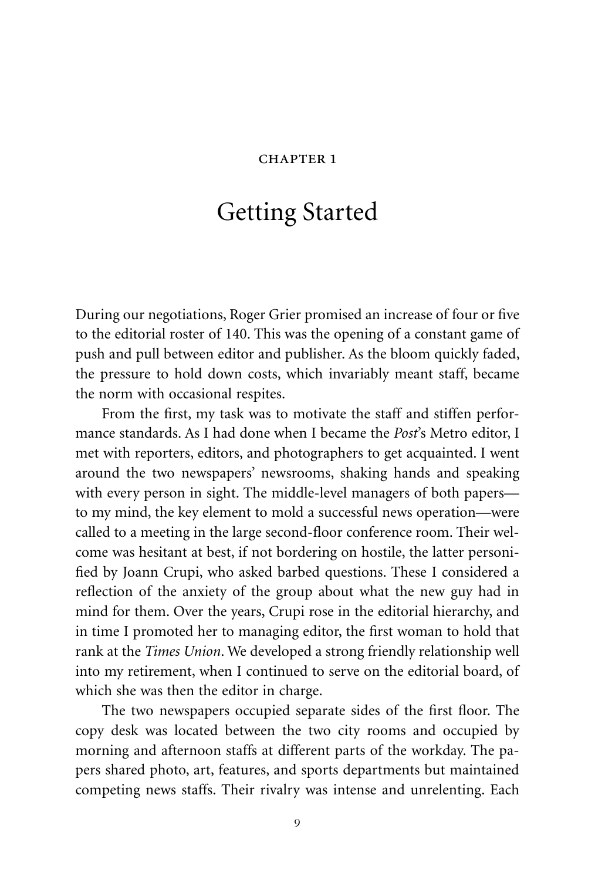CHAPTER 1

# Getting Started

During our negotiations, Roger Grier promised an increase of four or five to the editorial roster of 140. This was the opening of a constant game of push and pull between editor and publisher. As the bloom quickly faded, the pressure to hold down costs, which invariably meant staff, became the norm with occasional respites.

From the first, my task was to motivate the staff and stiffen performance standards. As I had done when I became the *Post*'s Metro editor, I met with reporters, editors, and photographers to get acquainted. I went around the two newspapers' newsrooms, shaking hands and speaking with every person in sight. The middle-level managers of both papers—to my mind, the key element to mold a successful news operation—were called to a meeting in the large second-floor conference room. Their welcome was hesitant at best, if not bordering on hostile, the latter personified by Joann Crupi, who asked barbed questions. These I considered a reflection of the anxiety of the group about what the new guy had in mind for them. Over the years, Crupi rose in the editorial hierarchy, and in time I promoted her to managing editor, the first woman to hold that rank at the *Times Union*. We developed a strong friendly relationship well into my retirement, when I continued to serve on the editorial board, of which she was then the editor in charge.

The two newspapers occupied separate sides of the first floor. The copy desk was located between the two city rooms and occupied by morning and afternoon staffs at different parts of the workday. The papers shared photo, art, features, and sports departments but maintained competing news staffs. Their rivalry was intense and unrelenting. Each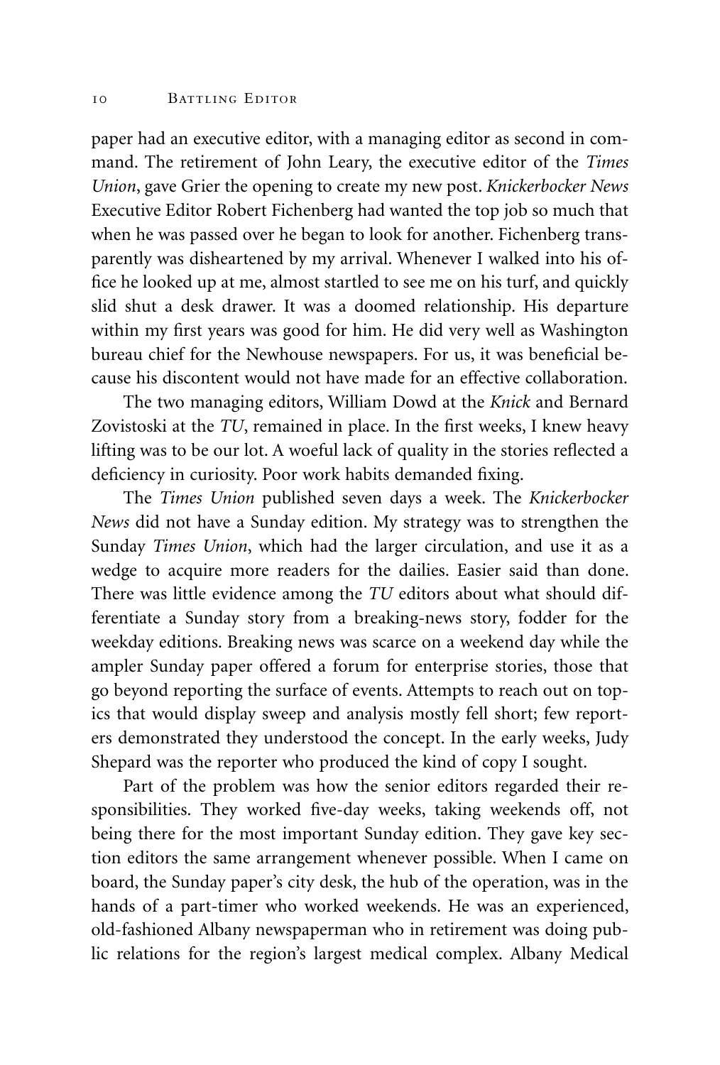paper had an executive editor, with a managing editor as second in command. The retirement of John Leary, the executive editor of the *Times Union*, gave Grier the opening to create my new post. *Knickerbocker News* Executive Editor Robert Fichenberg had wanted the top job so much that when he was passed over he began to look for another. Fichenberg transparently was disheartened by my arrival. Whenever I walked into his office he looked up at me, almost startled to see me on his turf, and quickly slid shut a desk drawer. It was a doomed relationship. His departure within my first years was good for him. He did very well as Washington bureau chief for the Newhouse newspapers. For us, it was beneficial because his discontent would not have made for an effective collaboration.

The two managing editors, William Dowd at the *Knick* and Bernard Zovistoski at the *TU*, remained in place. In the first weeks, I knew heavy lifting was to be our lot. A woeful lack of quality in the stories reflected a deficiency in curiosity. Poor work habits demanded fixing.

The *Times Union* published seven days a week. The *Knickerbocker News* did not have a Sunday edition. My strategy was to strengthen the Sunday *Times Union*, which had the larger circulation, and use it as a wedge to acquire more readers for the dailies. Easier said than done. There was little evidence among the *TU* editors about what should differentiate a Sunday story from a breaking-news story, fodder for the weekday editions. Breaking news was scarce on a weekend day while the ampler Sunday paper offered a forum for enterprise stories, those that go beyond reporting the surface of events. Attempts to reach out on topics that would display sweep and analysis mostly fell short; few reporters demonstrated they understood the concept. In the early weeks, Judy Shepard was the reporter who produced the kind of copy I sought.

Part of the problem was how the senior editors regarded their responsibilities. They worked five-day weeks, taking weekends off, not being there for the most important Sunday edition. They gave key section editors the same arrangement whenever possible. When I came on board, the Sunday paper's city desk, the hub of the operation, was in the hands of a part-timer who worked weekends. He was an experienced, old-fashioned Albany newspaperman who in retirement was doing public relations for the region's largest medical complex. Albany Medical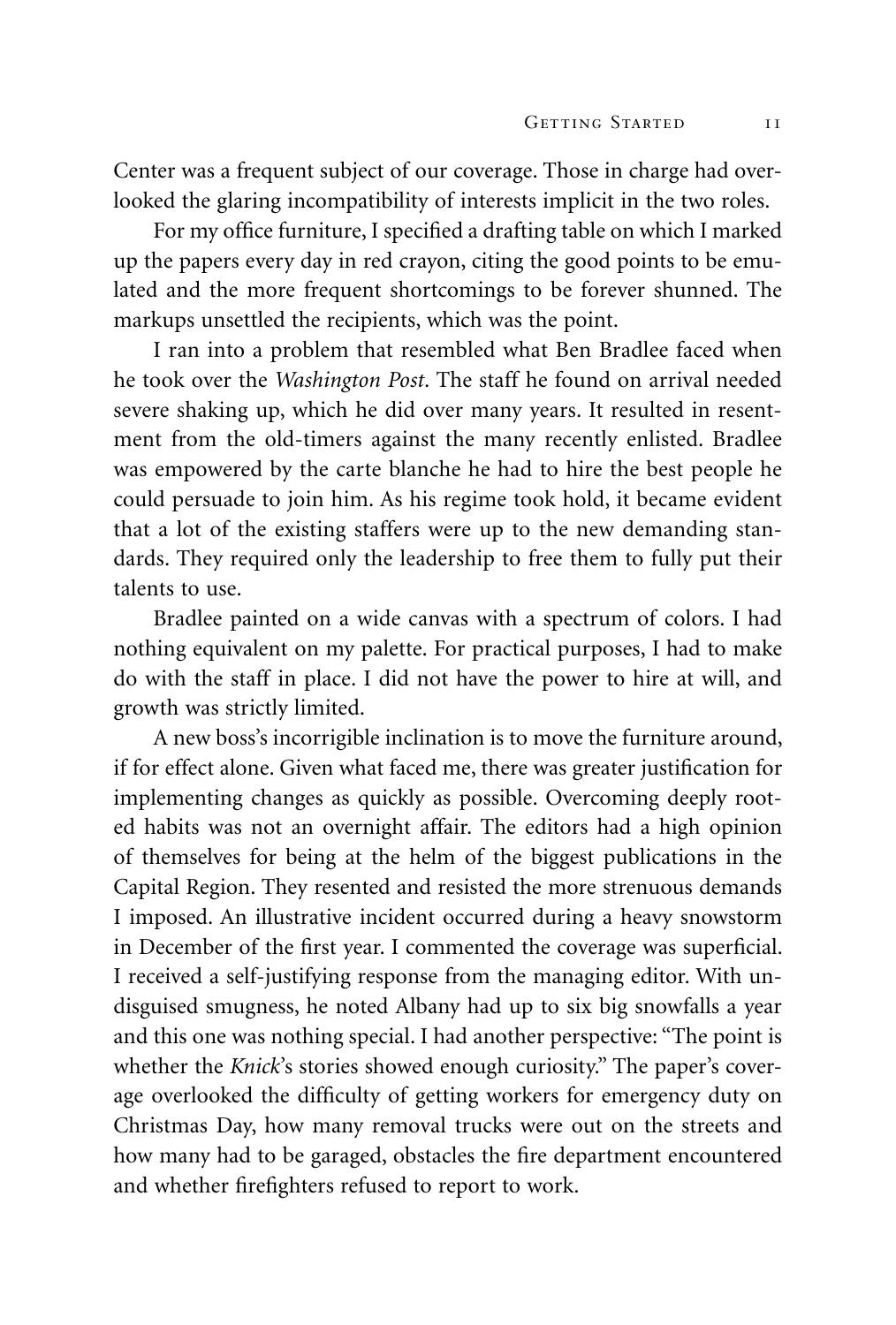Center was a frequent subject of our coverage. Those in charge had overlooked the glaring incompatibility of interests implicit in the two roles.

For my office furniture, I specified a drafting table on which I marked up the papers every day in red crayon, citing the good points to be emulated and the more frequent shortcomings to be forever shunned. The markups unsettled the recipients, which was the point.

I ran into a problem that resembled what Ben Bradlee faced when he took over the *Washington Post*. The staff he found on arrival needed severe shaking up, which he did over many years. It resulted in resentment from the old-timers against the many recently enlisted. Bradlee was empowered by the carte blanche he had to hire the best people he could persuade to join him. As his regime took hold, it became evident that a lot of the existing staffers were up to the new demanding standards. They required only the leadership to free them to fully put their talents to use.

Bradlee painted on a wide canvas with a spectrum of colors. I had nothing equivalent on my palette. For practical purposes, I had to make do with the staff in place. I did not have the power to hire at will, and growth was strictly limited.

A new boss's incorrigible inclination is to move the furniture around, if for effect alone. Given what faced me, there was greater justification for implementing changes as quickly as possible. Overcoming deeply rooted habits was not an overnight affair. The editors had a high opinion of themselves for being at the helm of the biggest publications in the Capital Region. They resented and resisted the more strenuous demands I imposed. An illustrative incident occurred during a heavy snowstorm in December of the first year. I commented the coverage was superficial. I received a self-justifying response from the managing editor. With undisguised smugness, he noted Albany had up to six big snowfalls a year and this one was nothing special. I had another perspective: "The point is whether the *Knick*'s stories showed enough curiosity." The paper's coverage overlooked the difficulty of getting workers for emergency duty on Christmas Day, how many removal trucks were out on the streets and how many had to be garaged, obstacles the fire department encountered and whether firefighters refused to report to work.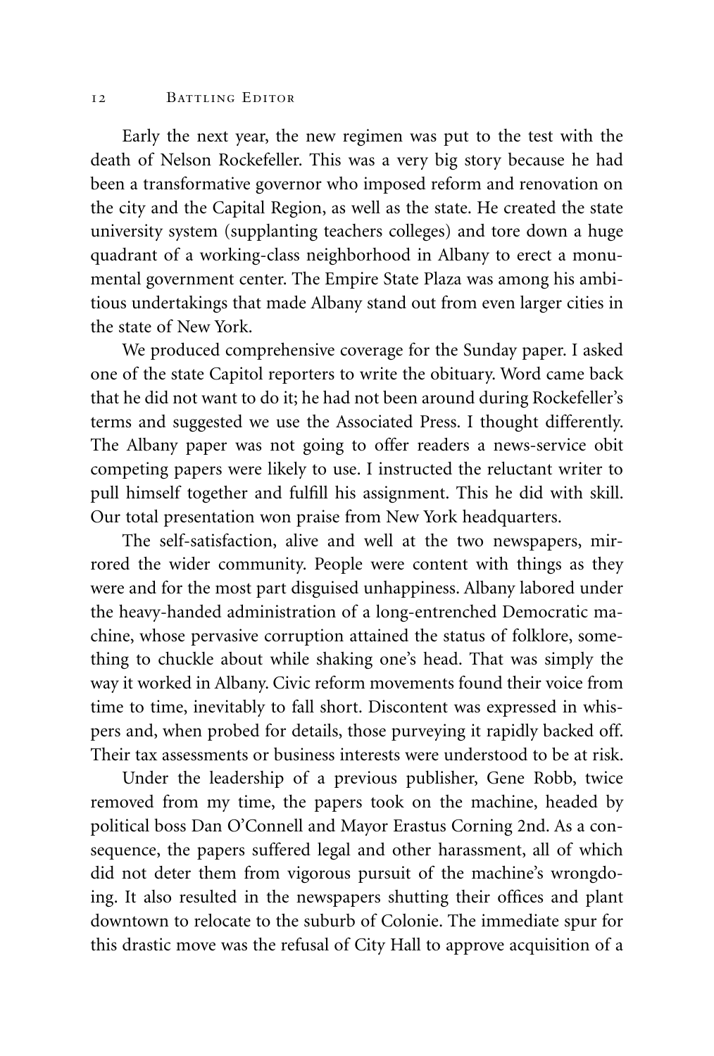Early the next year, the new regimen was put to the test with the death of Nelson Rockefeller. This was a very big story because he had been a transformative governor who imposed reform and renovation on the city and the Capital Region, as well as the state. He created the state university system (supplanting teachers colleges) and tore down a huge quadrant of a working-class neighborhood in Albany to erect a monumental government center. The Empire State Plaza was among his ambitious undertakings that made Albany stand out from even larger cities in the state of New York.

We produced comprehensive coverage for the Sunday paper. I asked one of the state Capitol reporters to write the obituary. Word came back that he did not want to do it; he had not been around during Rockefeller's terms and suggested we use the Associated Press. I thought differently. The Albany paper was not going to offer readers a news-service obit competing papers were likely to use. I instructed the reluctant writer to pull himself together and fulfill his assignment. This he did with skill. Our total presentation won praise from New York headquarters.

The self-satisfaction, alive and well at the two newspapers, mirrored the wider community. People were content with things as they were and for the most part disguised unhappiness. Albany labored under the heavy-handed administration of a long-entrenched Democratic machine, whose pervasive corruption attained the status of folklore, something to chuckle about while shaking one's head. That was simply the way it worked in Albany. Civic reform movements found their voice from time to time, inevitably to fall short. Discontent was expressed in whispers and, when probed for details, those purveying it rapidly backed off. Their tax assessments or business interests were understood to be at risk.

Under the leadership of a previous publisher, Gene Robb, twice removed from my time, the papers took on the machine, headed by political boss Dan O'Connell and Mayor Erastus Corning 2nd. As a consequence, the papers suffered legal and other harassment, all of which did not deter them from vigorous pursuit of the machine's wrongdoing. It also resulted in the newspapers shutting their offices and plant downtown to relocate to the suburb of Colonie. The immediate spur for this drastic move was the refusal of City Hall to approve acquisition of a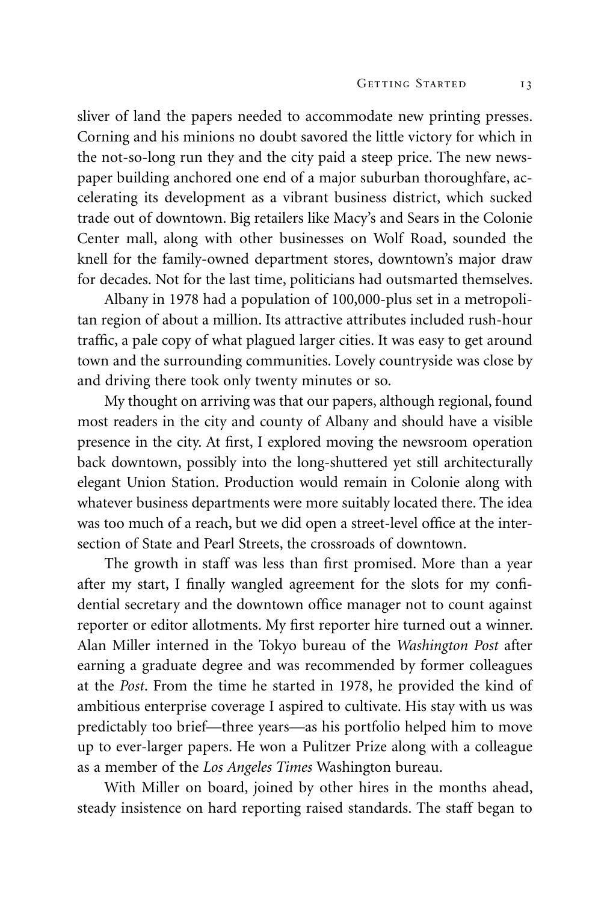sliver of land the papers needed to accommodate new printing presses. Corning and his minions no doubt savored the little victory for which in the not-so-long run they and the city paid a steep price. The new newspaper building anchored one end of a major suburban thoroughfare, accelerating its development as a vibrant business district, which sucked trade out of downtown. Big retailers like Macy's and Sears in the Colonie Center mall, along with other businesses on Wolf Road, sounded the knell for the family-owned department stores, downtown's major draw for decades. Not for the last time, politicians had outsmarted themselves.

Albany in 1978 had a population of 100,000-plus set in a metropolitan region of about a million. Its attractive attributes included rush-hour traffic, a pale copy of what plagued larger cities. It was easy to get around town and the surrounding communities. Lovely countryside was close by and driving there took only twenty minutes or so.

My thought on arriving was that our papers, although regional, found most readers in the city and county of Albany and should have a visible presence in the city. At first, I explored moving the newsroom operation back downtown, possibly into the long-shuttered yet still architecturally elegant Union Station. Production would remain in Colonie along with whatever business departments were more suitably located there. The idea was too much of a reach, but we did open a street-level office at the intersection of State and Pearl Streets, the crossroads of downtown.

The growth in staff was less than first promised. More than a year after my start, I finally wangled agreement for the slots for my confidential secretary and the downtown office manager not to count against reporter or editor allotments. My first reporter hire turned out a winner. Alan Miller interned in the Tokyo bureau of the *Washington Post* after earning a graduate degree and was recommended by former colleagues at the *Post*. From the time he started in 1978, he provided the kind of ambitious enterprise coverage I aspired to cultivate. His stay with us was predictably too brief—three years—as his portfolio helped him to move up to ever-larger papers. He won a Pulitzer Prize along with a colleague as a member of the *Los Angeles Times* Washington bureau.

With Miller on board, joined by other hires in the months ahead, steady insistence on hard reporting raised standards. The staff began to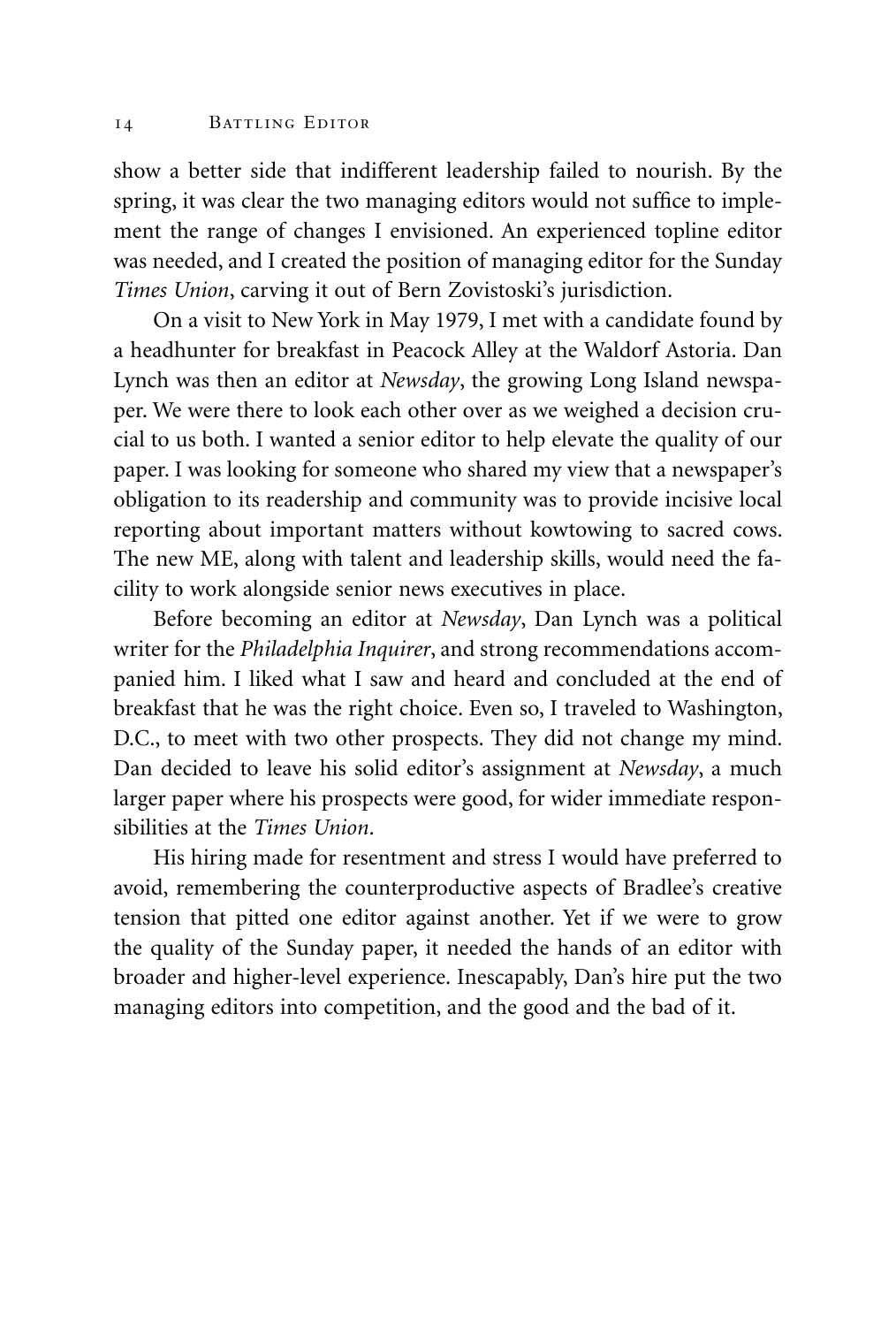show a better side that indifferent leadership failed to nourish. By the spring, it was clear the two managing editors would not suffice to implement the range of changes I envisioned. An experienced topline editor was needed, and I created the position of managing editor for the Sunday *Times Union*, carving it out of Bern Zovistoski's jurisdiction.

On a visit to New York in May 1979, I met with a candidate found by a headhunter for breakfast in Peacock Alley at the Waldorf Astoria. Dan Lynch was then an editor at *Newsday*, the growing Long Island newspaper. We were there to look each other over as we weighed a decision crucial to us both. I wanted a senior editor to help elevate the quality of our paper. I was looking for someone who shared my view that a newspaper's obligation to its readership and community was to provide incisive local reporting about important matters without kowtowing to sacred cows. The new ME, along with talent and leadership skills, would need the facility to work alongside senior news executives in place.

Before becoming an editor at *Newsday*, Dan Lynch was a political writer for the *Philadelphia Inquirer*, and strong recommendations accompanied him. I liked what I saw and heard and concluded at the end of breakfast that he was the right choice. Even so, I traveled to Washington, D.C., to meet with two other prospects. They did not change my mind. Dan decided to leave his solid editor's assignment at *Newsday*, a much larger paper where his prospects were good, for wider immediate responsibilities at the *Times Union*.

His hiring made for resentment and stress I would have preferred to avoid, remembering the counterproductive aspects of Bradlee's creative tension that pitted one editor against another. Yet if we were to grow the quality of the Sunday paper, it needed the hands of an editor with broader and higher-level experience. Inescapably, Dan's hire put the two managing editors into competition, and the good and the bad of it.